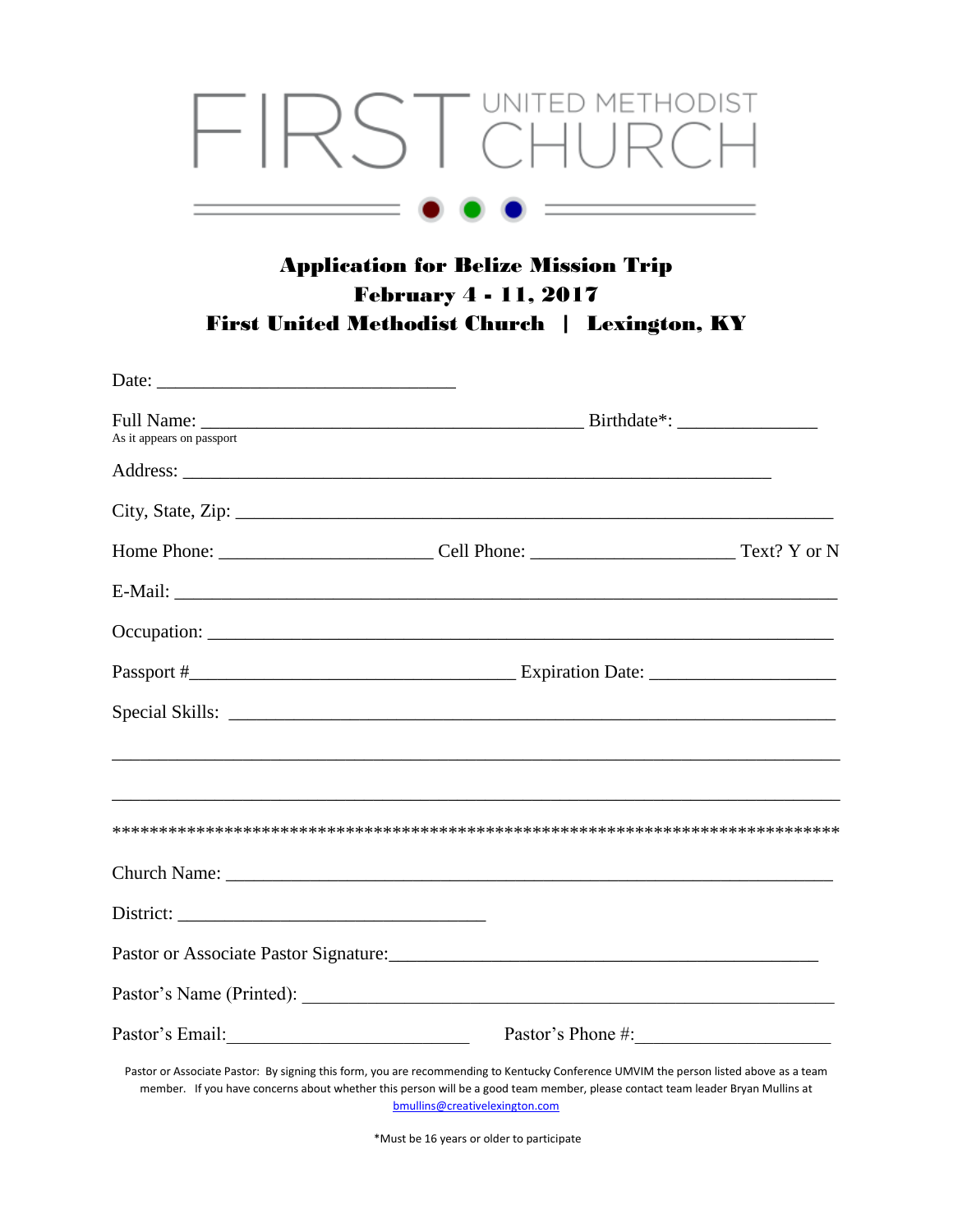FIRST UNITED METHODIST CHURCH

## Application for Belize Mission Trip
## February 4 - 11, 2017
## First United Methodist Church | Lexington, KY

Date: ________________________________

Full Name: _________________________________________ Birthdate*: _______________
As it appears on passport

Address: _______________________________________________________________

City, State, Zip: ________________________________________________________________

Home Phone: _______________________ Cell Phone: ______________________ Text? Y or N

E-Mail: _______________________________________________________________________

Occupation: ____________________________________________________________________

Passport #___________________________________ Expiration Date: ____________________

Special Skills: ___________________________________________________________________

_______________________________________________________________________________

_______________________________________________________________________________

*******************************************************************************

Church Name: ___________________________________________________________________

District: _________________________________

Pastor or Associate Pastor Signature:______________________________________________

Pastor's Name (Printed): _________________________________________________________

Pastor's Email:__________________________ Pastor's Phone #:_____________________

Pastor or Associate Pastor: By signing this form, you are recommending to Kentucky Conference UMVIM the person listed above as a team member. If you have concerns about whether this person will be a good team member, please contact team leader Bryan Mullins at bmullins@creativelexington.com

*Must be 16 years or older to participate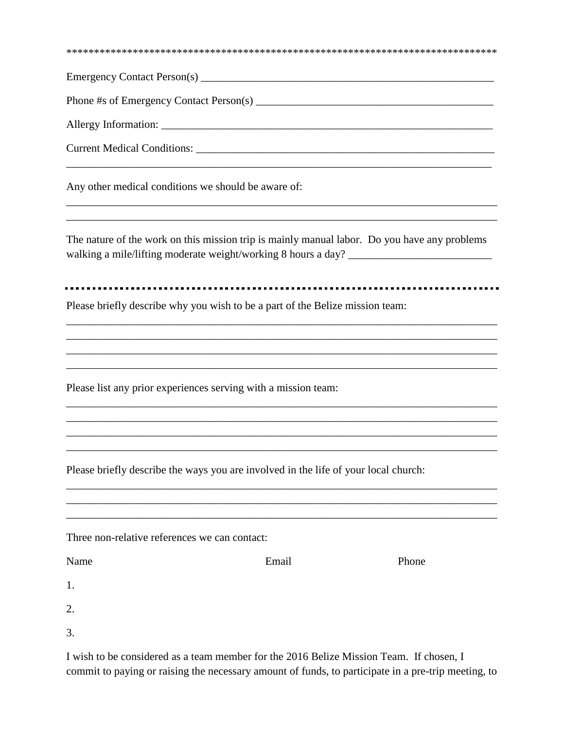********************************************************************************

Emergency Contact Person(s) _______________________________________________________

Phone #s of Emergency Contact Person(s) ____________________________________________

Allergy Information: _____________________________________________________________

Current Medical Conditions: ________________________________________________________
________________________________________________________________________________

Any other medical conditions we should be aware of:
________________________________________________________________________________
________________________________________________________________________________

The nature of the work on this mission trip is mainly manual labor. Do you have any problems walking a mile/lifting moderate weight/working 8 hours a day? __________________________

................................................................................

Please briefly describe why you wish to be a part of the Belize mission team:
________________________________________________________________________________
________________________________________________________________________________
________________________________________________________________________________
________________________________________________________________________________

Please list any prior experiences serving with a mission team:
________________________________________________________________________________
________________________________________________________________________________
________________________________________________________________________________
________________________________________________________________________________

Please briefly describe the ways you are involved in the life of your local church:
________________________________________________________________________________
________________________________________________________________________________
________________________________________________________________________________

Three non-relative references we can contact:

| Name | Email | Phone |
|---|---|---|
| 1. | | |
| 2. | | |
| 3. | | |

I wish to be considered as a team member for the 2016 Belize Mission Team. If chosen, I commit to paying or raising the necessary amount of funds, to participate in a pre-trip meeting, to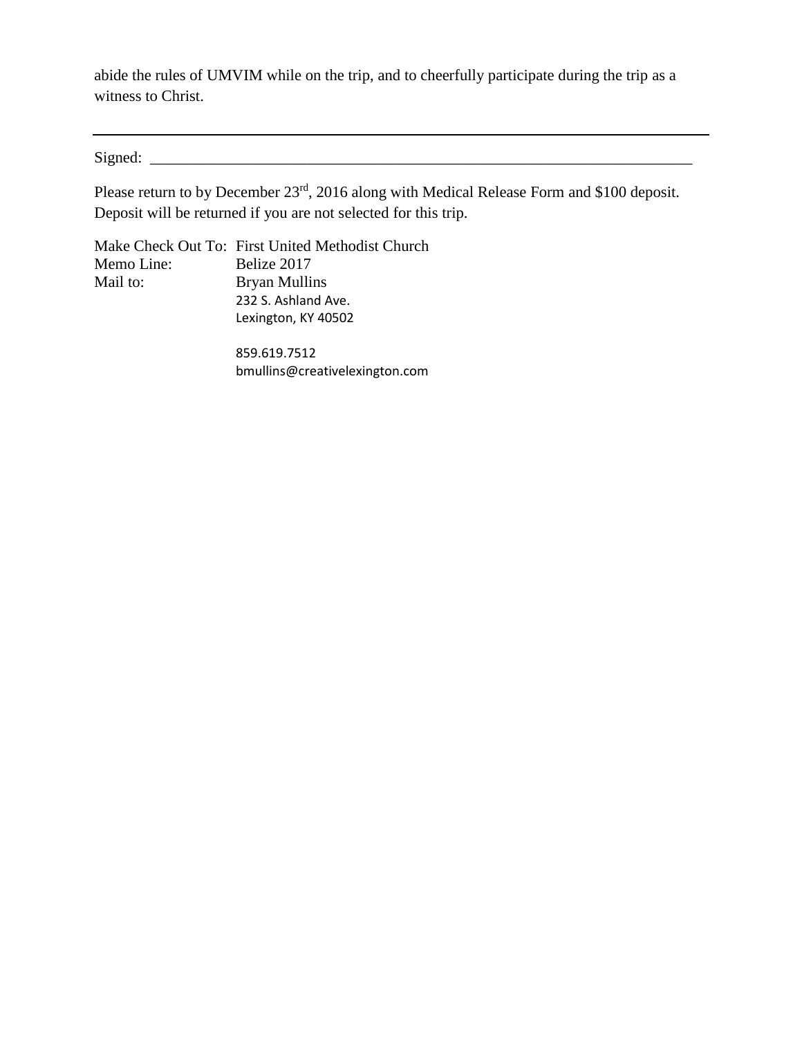abide the rules of UMVIM while on the trip, and to cheerfully participate during the trip as a witness to Christ.

---

Signed: ___________________________________________________________________________

Please return to by December 23rd, 2016 along with Medical Release Form and $100 deposit. Deposit will be returned if you are not selected for this trip.

| | |
|---|---|
| Make Check Out To: | First United Methodist Church |
| Memo Line: | Belize 2017 |
| Mail to: | Bryan Mullins<br>232 S. Ashland Ave.<br>Lexington, KY 40502 |
| | 859.619.7512<br>bmullins@creativelexington.com |